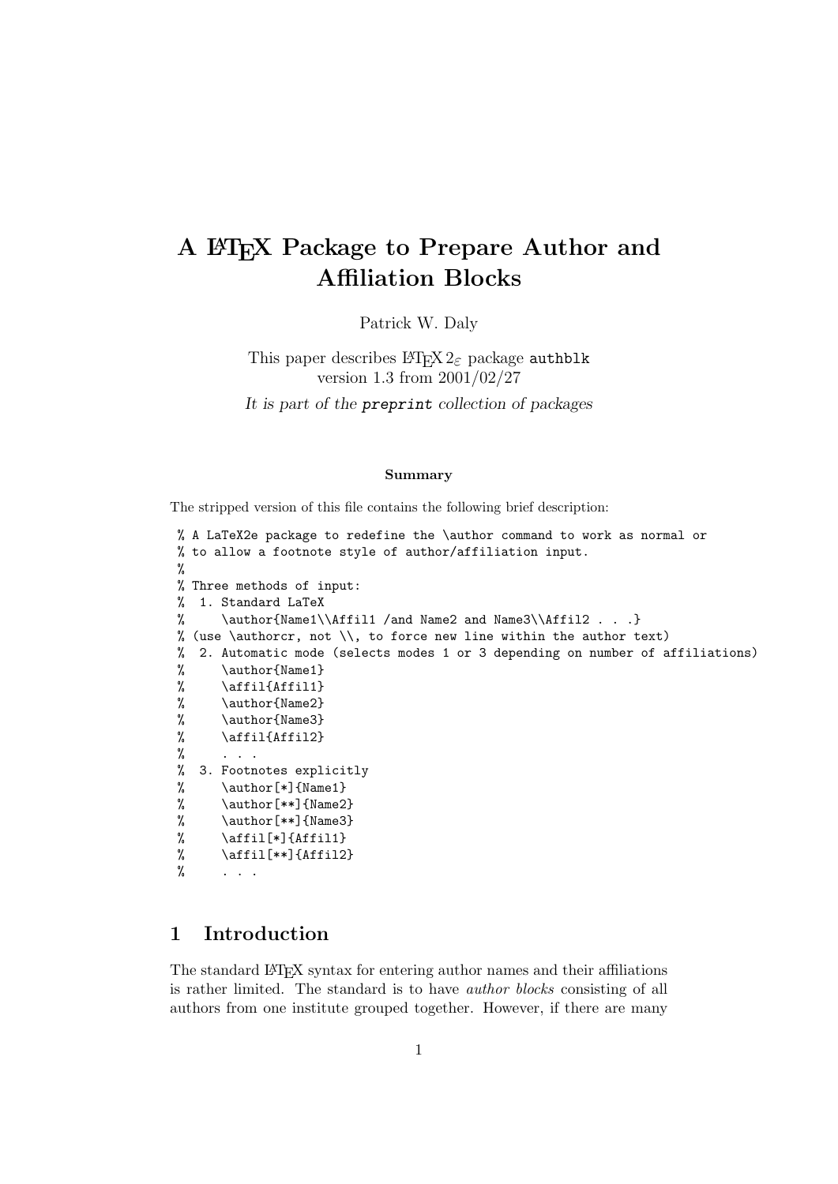# A LaTeX Package to Prepare Author and Affiliation Blocks

Patrick W. Daly

This paper describes LaTeX $2_\varepsilon$ package `authblk` version 1.3 from 2001/02/27

*It is part of the `preprint` collection of packages*

#### Summary

The stripped version of this file contains the following brief description:

```
% A LaTeX2e package to redefine the \author command to work as normal or
% to allow a footnote style of author/affiliation input.
%
% Three methods of input:
%  1. Standard LaTeX
%      \author{Name1\\Affil1 /and Name2 and Name3\\Affil2 . . .}
% (use \authorcr, not \\, to force new line within the author text)
%  2. Automatic mode (selects modes 1 or 3 depending on number of affiliations)
%      \author{Name1}
%      \affil{Affil1}
%      \author{Name2}
%      \author{Name3}
%      \affil{Affil2}
%      . . .
%  3. Footnotes explicitly
%      \author[*]{Name1}
%      \author[**]{Name2}
%      \author[**]{Name3}
%      \affil[*]{Affil1}
%      \affil[**]{Affil2}
%      . . .
```

## 1 Introduction

The standard LaTeX syntax for entering author names and their affiliations is rather limited. The standard is to have *author blocks* consisting of all authors from one institute grouped together. However, if there are many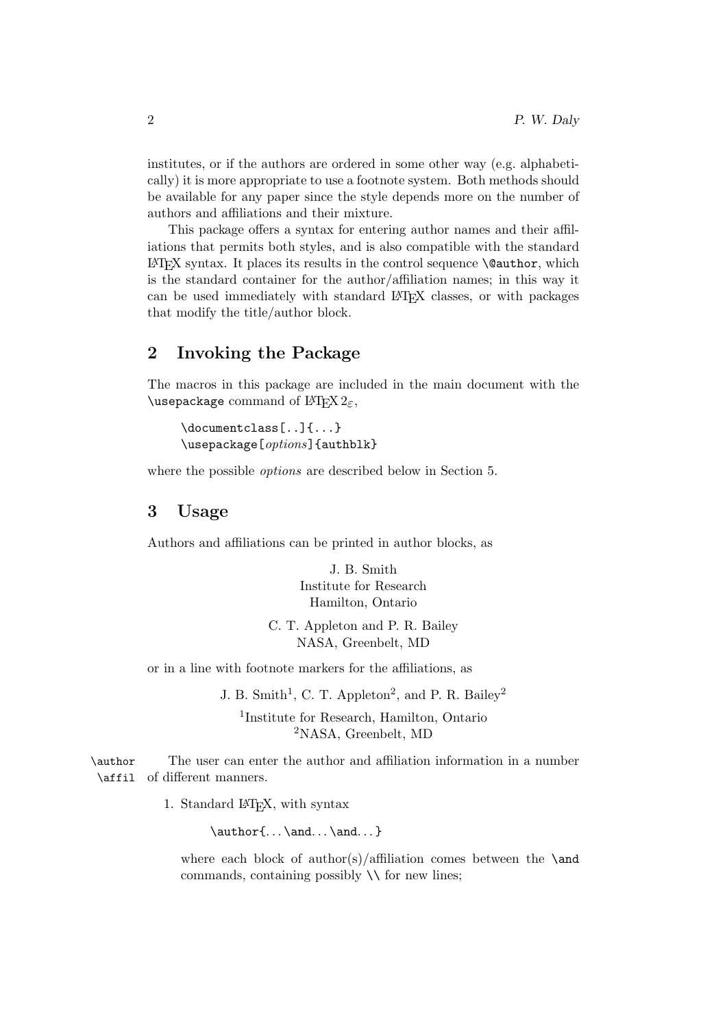institutes, or if the authors are ordered in some other way (e.g. alphabetically) it is more appropriate to use a footnote system. Both methods should be available for any paper since the style depends more on the number of authors and affiliations and their mixture.

This package offers a syntax for entering author names and their affiliations that permits both styles, and is also compatible with the standard LaTeX syntax. It places its results in the control sequence `\@author`, which is the standard container for the author/affiliation names; in this way it can be used immediately with standard LaTeX classes, or with packages that modify the title/author block.

## 2 Invoking the Package

The macros in this package are included in the main document with the `\usepackage` command of LaTeX $2_\varepsilon$,

```
\documentclass[..]{...}
\usepackage[options]{authblk}
```

where the possible *options* are described below in Section 5.

## 3 Usage

Authors and affiliations can be printed in author blocks, as

J. B. Smith  
Institute for Research  
Hamilton, Ontario

C. T. Appleton and P. R. Bailey  
NASA, Greenbelt, MD

or in a line with footnote markers for the affiliations, as

J. B. Smith[1], C. T. Appleton[2], and P. R. Bailey[2]

[1]Institute for Research, Hamilton, Ontario  
[2]NASA, Greenbelt, MD

`\author` `\affil` The user can enter the author and affiliation information in a number of different manners.

1. Standard LaTeX, with syntax

   ```
   \author{...\and...\and...}
   ```

   where each block of author(s)/affiliation comes between the `\and` commands, containing possibly `\\` for new lines;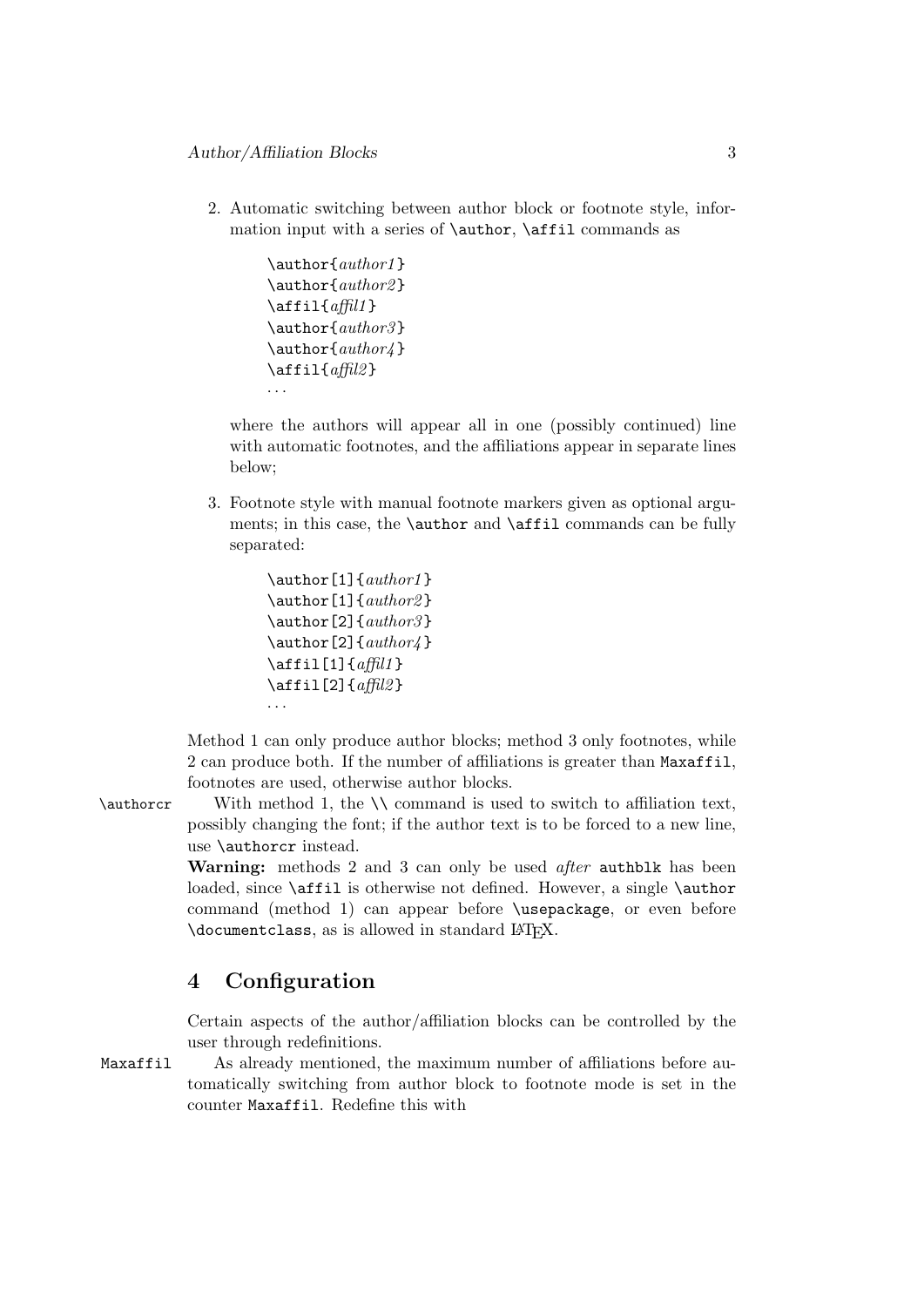2. Automatic switching between author block or footnote style, information input with a series of `\author`, `\affil` commands as

   ```
   \author{author1}
   \author{author2}
   \affil{affil1}
   \author{author3}
   \author{author4}
   \affil{affil2}
   ...
   ```

   where the authors will appear all in one (possibly continued) line with automatic footnotes, and the affiliations appear in separate lines below;

3. Footnote style with manual footnote markers given as optional arguments; in this case, the `\author` and `\affil` commands can be fully separated:

   ```
   \author[1]{author1}
   \author[1]{author2}
   \author[2]{author3}
   \author[2]{author4}
   \affil[1]{affil1}
   \affil[2]{affil2}
   ...
   ```

Method 1 can only produce author blocks; method 3 only footnotes, while 2 can produce both. If the number of affiliations is greater than `Maxaffil`, footnotes are used, otherwise author blocks.

`\authorcr` With method 1, the `\\` command is used to switch to affiliation text, possibly changing the font; if the author text is to be forced to a new line, use `\authorcr` instead.

**Warning:** methods 2 and 3 can only be used *after* `authblk` has been loaded, since `\affil` is otherwise not defined. However, a single `\author` command (method 1) can appear before `\usepackage`, or even before `\documentclass`, as is allowed in standard LaTeX.

## 4 Configuration

Certain aspects of the author/affiliation blocks can be controlled by the user through redefinitions.

`Maxaffil` As already mentioned, the maximum number of affiliations before automatically switching from author block to footnote mode is set in the counter `Maxaffil`. Redefine this with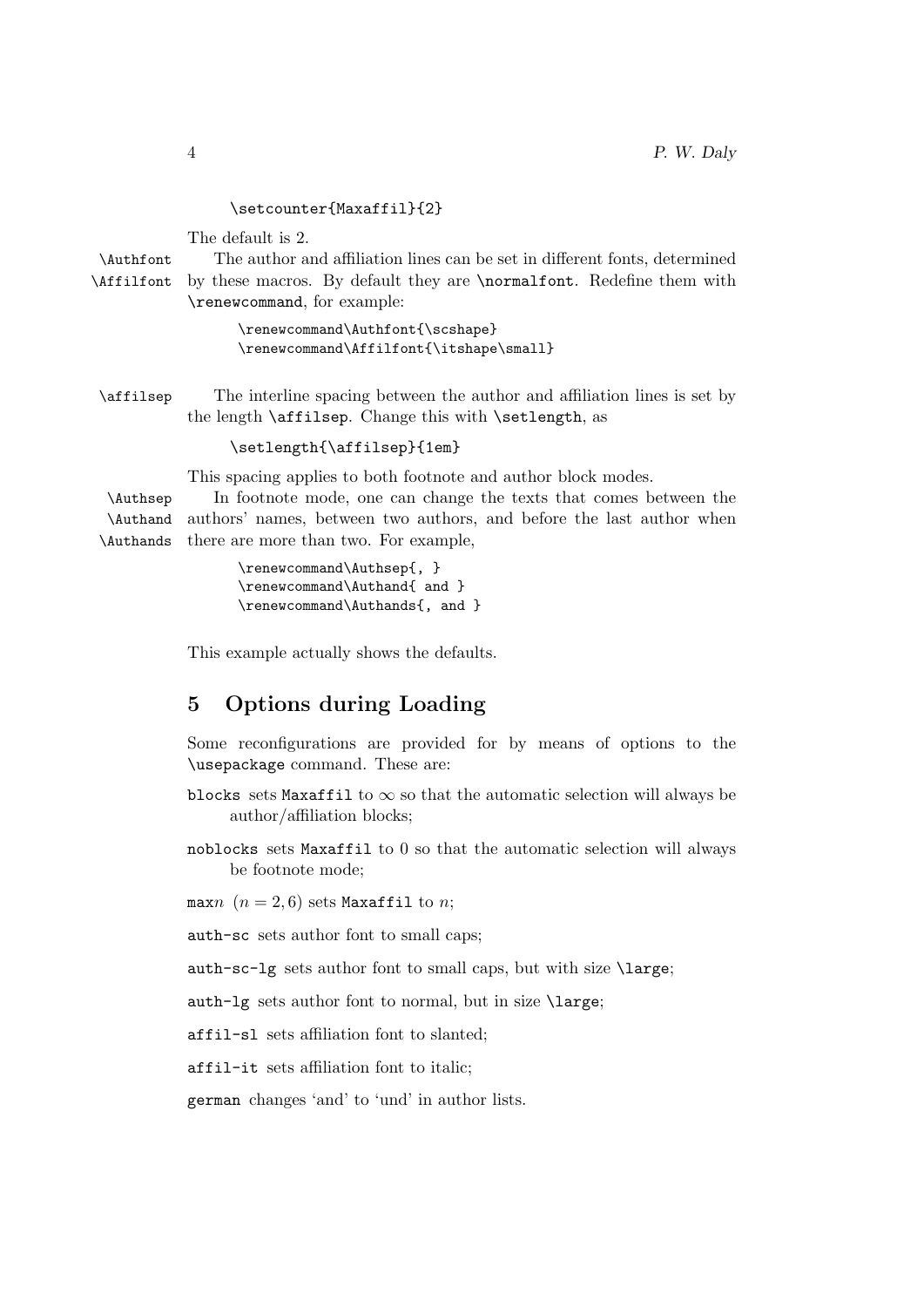```
\setcounter{Maxaffil}{2}
```

The default is 2.

\Authfont \Affilfont The author and affiliation lines can be set in different fonts, determined by these macros. By default they are `\normalfont`. Redefine them with `\renewcommand`, for example:

```
\renewcommand\Authfont{\scshape}
\renewcommand\Affilfont{\itshape\small}
```

\affilsep The interline spacing between the author and affiliation lines is set by the length `\affilsep`. Change this with `\setlength`, as

```
\setlength{\affilsep}{1em}
```

This spacing applies to both footnote and author block modes.

\Authsep \Authand \Authands In footnote mode, one can change the texts that comes between the authors' names, between two authors, and before the last author when there are more than two. For example,

```
\renewcommand\Authsep{, }
\renewcommand\Authand{ and }
\renewcommand\Authands{, and }
```

This example actually shows the defaults.

## 5 Options during Loading

Some reconfigurations are provided for by means of options to the `\usepackage` command. These are:

- `blocks` sets `Maxaffil` to $\infty$ so that the automatic selection will always be author/affiliation blocks;
- `noblocks` sets `Maxaffil` to 0 so that the automatic selection will always be footnote mode;
- `max`$n$ $(n = 2, 6)$ sets `Maxaffil` to $n$;
- `auth-sc` sets author font to small caps;
- `auth-sc-lg` sets author font to small caps, but with size `\large`;
- `auth-lg` sets author font to normal, but in size `\large`;
- `affil-sl` sets affiliation font to slanted;
- `affil-it` sets affiliation font to italic;
- `german` changes 'and' to 'und' in author lists.